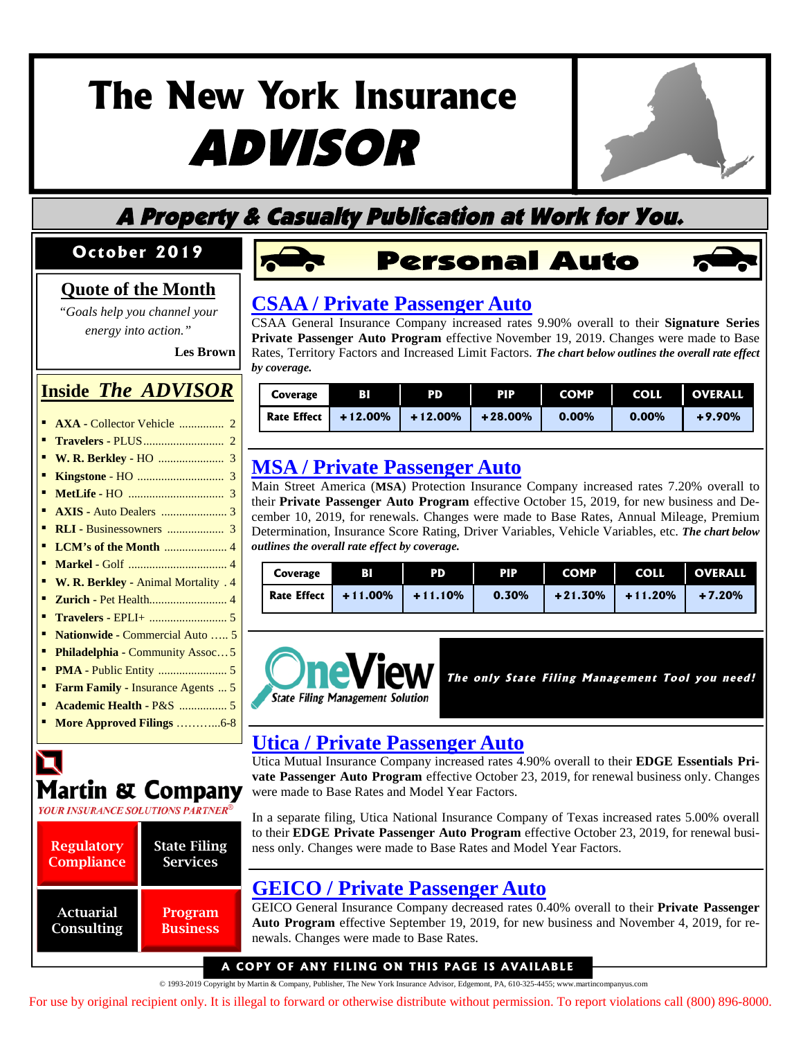# The New York Insurance ADVISOR

## A Property & Casualty Publication at Work for You.

**October 2019**

### Quote of the Month

*"Goals help you channel your energy into action."*

**Les Brown**

### Inside *The ADVISOR*

- **AXA** - Collector Vehicle ............... 2
- **Travelers** - PLUS........................... 2
- **W. R. Berkley** - HO ...................... 3
- **Kingstone** - HO ............................ 3
- **MetLife** - HO ................................ 3
- **AXIS** - Auto Dealers ...................... 3
- **RLI** - Businessowners ................... 3
- **LCM's of the Month** ..................... 4
- **Markel** - Golf ................................. 4
- **W. R. Berkley** - Animal Mortality . 4
- **Zurich** - Pet Health.......................... 4
- **Travelers** - EPLI+ .......................... 5
- **Nationwide** - Commercial Auto ..... 5
- **Philadelphia** - Community Assoc… 5
- **PMA** - Public Entity ....................... 5
- **Farm Family** - Insurance Agents ... 5
- **Academic Health** - P&S ................ 5
- **More Approved Filings** ………...6-8

**Martin & Company**
*YOUR INSURANCE SOLUTIONS PARTNER®*

Regulatory Compliance | State Filing Services | Actuarial Consulting | Program Business

## Personal Auto

### CSAA / Private Passenger Auto

CSAA General Insurance Company increased rates 9.90% overall to their **Signature Series Private Passenger Auto Program** effective November 19, 2019. Changes were made to Base Rates, Territory Factors and Increased Limit Factors. ***The chart below outlines the overall rate effect by coverage.***

| Coverage | BI | PD | PIP | COMP | COLL | OVERALL |
|---|---|---|---|---|---|---|
| Rate Effect | +12.00% | +12.00% | +28.00% | 0.00% | 0.00% | +9.90% |

### MSA / Private Passenger Auto

Main Street America (**MSA**) Protection Insurance Company increased rates 7.20% overall to their **Private Passenger Auto Program** effective October 15, 2019, for new business and December 10, 2019, for renewals. Changes were made to Base Rates, Annual Mileage, Premium Determination, Insurance Score Rating, Driver Variables, Vehicle Variables, etc. ***The chart below outlines the overall rate effect by coverage.***

| Coverage | BI | PD | PIP | COMP | COLL | OVERALL |
|---|---|---|---|---|---|---|
| Rate Effect | +11.00% | +11.10% | 0.30% | +21.30% | +11.20% | +7.20% |

**OneView** State Filing Management Solution — *The only State Filing Management Tool you need!*

### Utica / Private Passenger Auto

Utica Mutual Insurance Company increased rates 4.90% overall to their **EDGE Essentials Private Passenger Auto Program** effective October 23, 2019, for renewal business only. Changes were made to Base Rates and Model Year Factors.

In a separate filing, Utica National Insurance Company of Texas increased rates 5.00% overall to their **EDGE Private Passenger Auto Program** effective October 23, 2019, for renewal business only. Changes were made to Base Rates and Model Year Factors.

### GEICO / Private Passenger Auto

GEICO General Insurance Company decreased rates 0.40% overall to their **Private Passenger Auto Program** effective September 19, 2019, for new business and November 4, 2019, for renewals. Changes were made to Base Rates.

**A COPY OF ANY FILING ON THIS PAGE IS AVAILABLE**

© 1993-2019 Copyright by Martin & Company, Publisher, The New York Insurance Advisor, Edgemont, PA, 610-325-4455; www.martincompanyus.com

For use by original recipient only. It is illegal to forward or otherwise distribute without permission. To report violations call (800) 896-8000.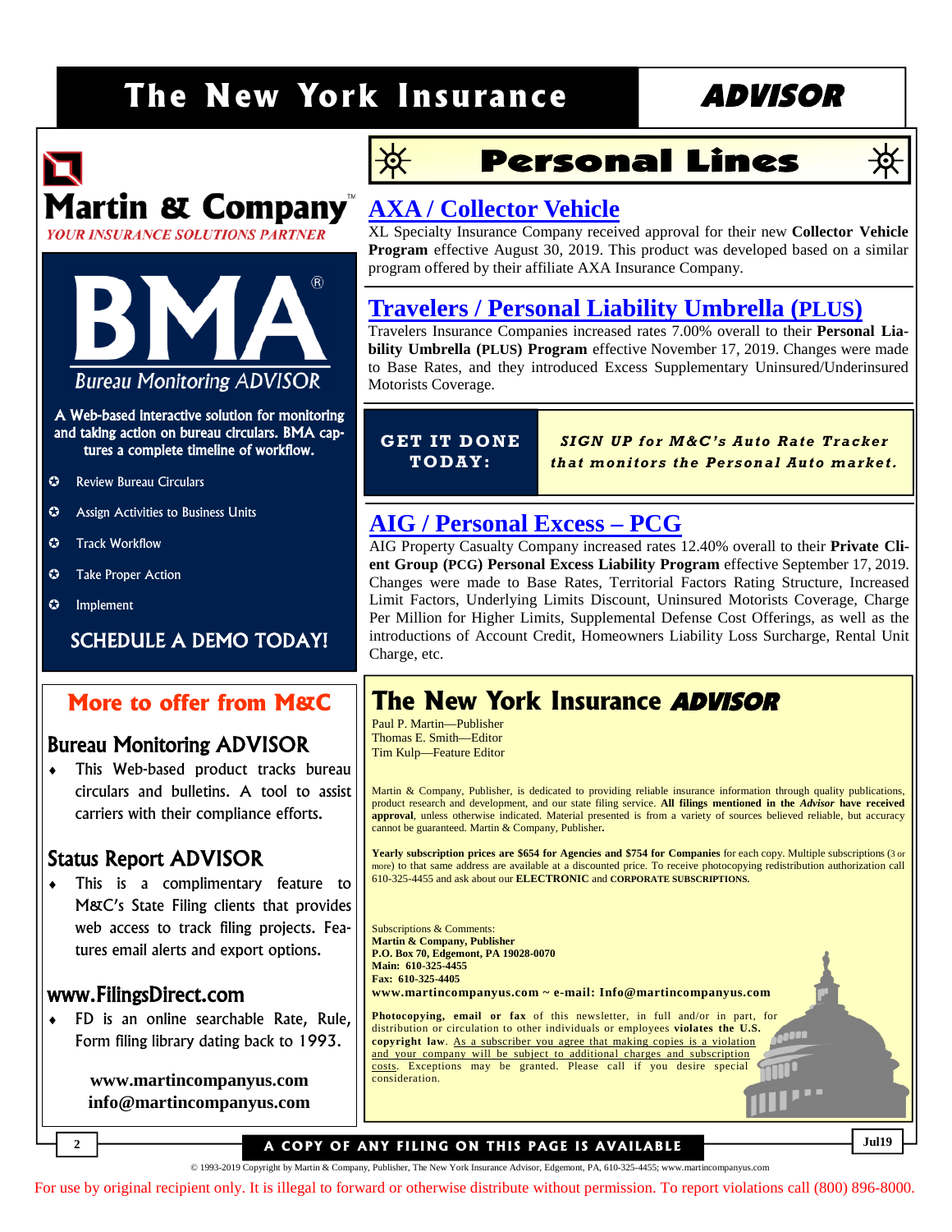# The New York Insurance ADVISOR

## Personal Lines

### AXA / Collector Vehicle

XL Specialty Insurance Company received approval for their new **Collector Vehicle Program** effective August 30, 2019. This product was developed based on a similar program offered by their affiliate AXA Insurance Company.

### Travelers / Personal Liability Umbrella (PLUS)

Travelers Insurance Companies increased rates 7.00% overall to their **Personal Liability Umbrella (PLUS) Program** effective November 17, 2019. Changes were made to Base Rates, and they introduced Excess Supplementary Uninsured/Underinsured Motorists Coverage.

**GET IT DONE TODAY:** ***SIGN UP for M&C's Auto Rate Tracker that monitors the Personal Auto market.***

### AIG / Personal Excess – PCG

AIG Property Casualty Company increased rates 12.40% overall to their **Private Client Group (PCG) Personal Excess Liability Program** effective September 17, 2019. Changes were made to Base Rates, Territorial Factors Rating Structure, Increased Limit Factors, Underlying Limits Discount, Uninsured Motorists Coverage, Charge Per Million for Higher Limits, Supplemental Defense Cost Offerings, as well as the introductions of Account Credit, Homeowners Liability Loss Surcharge, Rental Unit Charge, etc.

---

**Martin & Company**
*YOUR INSURANCE SOLUTIONS PARTNER*

**BMA® Bureau Monitoring ADVISOR**

A Web-based interactive solution for monitoring and taking action on bureau circulars. BMA captures a complete timeline of workflow.

- Review Bureau Circulars
- Assign Activities to Business Units
- Track Workflow
- Take Proper Action
- Implement

**SCHEDULE A DEMO TODAY!**

---

## More to offer from M&C

### Bureau Monitoring ADVISOR

- This Web-based product tracks bureau circulars and bulletins. A tool to assist carriers with their compliance efforts.

### Status Report ADVISOR

- This is a complimentary feature to M&C's State Filing clients that provides web access to track filing projects. Features email alerts and export options.

### www.FilingsDirect.com

- FD is an online searchable Rate, Rule, Form filing library dating back to 1993.

**www.martincompanyus.com**
**info@martincompanyus.com**

---

## The New York Insurance ADVISOR

Paul P. Martin—Publisher
Thomas E. Smith—Editor
Tim Kulp—Feature Editor

Martin & Company, Publisher, is dedicated to providing reliable insurance information through quality publications, product research and development, and our state filing service. **All filings mentioned in the *Advisor* have received approval**, unless otherwise indicated. Material presented is from a variety of sources believed reliable, but accuracy cannot be guaranteed. Martin & Company, Publisher**.**

**Yearly subscription prices are $654 for Agencies and $754 for Companies** for each copy. Multiple subscriptions (3 or more) to that same address are available at a discounted price. To receive photocopying redistribution authorization call 610-325-4455 and ask about our **ELECTRONIC** and **CORPORATE SUBSCRIPTIONS.**

Subscriptions & Comments:
**Martin & Company, Publisher**
**P.O. Box 70, Edgemont, PA 19028-0070**
**Main: 610-325-4455**
**Fax: 610-325-4405**
**www.martincompanyus.com ~ e-mail: Info@martincompanyus.com**

**Photocopying, email or fax** of this newsletter, in full and/or in part, for distribution or circulation to other individuals or employees **violates the U.S. copyright law**. As a subscriber you agree that making copies is a violation and your company will be subject to additional charges and subscription costs. Exceptions may be granted. Please call if you desire special consideration.

**A COPY OF ANY FILING ON THIS PAGE IS AVAILABLE**

© 1993-2019 Copyright by Martin & Company, Publisher, The New York Insurance Advisor, Edgemont, PA, 610-325-4455; www.martincompanyus.com

For use by original recipient only. It is illegal to forward or otherwise distribute without permission. To report violations call (800) 896-8000.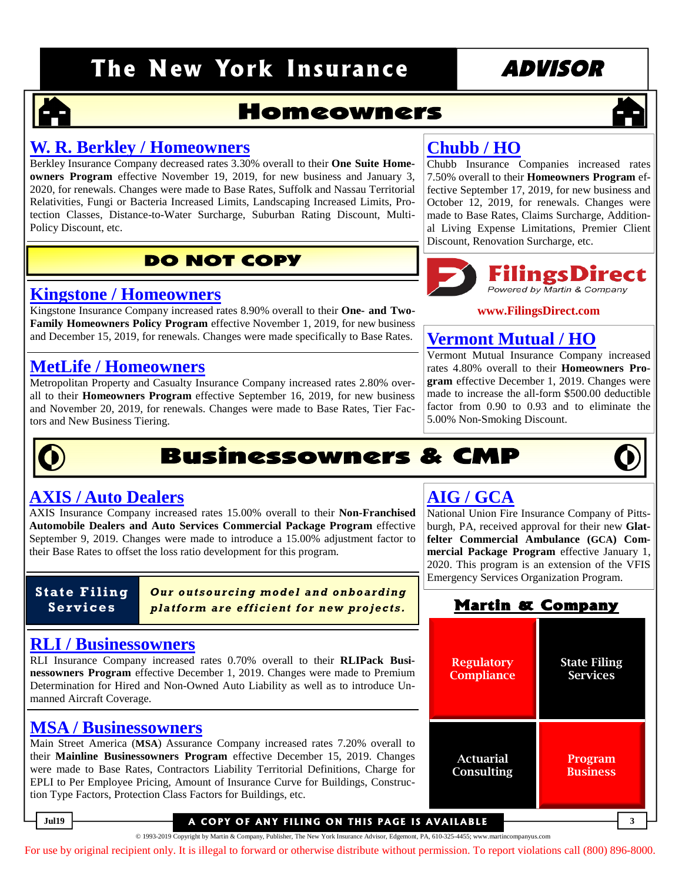# Homeowners

## W. R. Berkley / Homeowners

Berkley Insurance Company decreased rates 3.30% overall to their **One Suite Homeowners Program** effective November 19, 2019, for new business and January 3, 2020, for renewals. Changes were made to Base Rates, Suffolk and Nassau Territorial Relativities, Fungi or Bacteria Increased Limits, Landscaping Increased Limits, Protection Classes, Distance-to-Water Surcharge, Suburban Rating Discount, Multi-Policy Discount, etc.

**DO NOT COPY**

## Kingstone / Homeowners

Kingstone Insurance Company increased rates 8.90% overall to their **One- and Two-Family Homeowners Policy Program** effective November 1, 2019, for new business and December 15, 2019, for renewals. Changes were made specifically to Base Rates.

## MetLife / Homeowners

Metropolitan Property and Casualty Insurance Company increased rates 2.80% overall to their **Homeowners Program** effective September 16, 2019, for new business and November 20, 2019, for renewals. Changes were made to Base Rates, Tier Factors and New Business Tiering.

## Chubb / HO

Chubb Insurance Companies increased rates 7.50% overall to their **Homeowners Program** effective September 17, 2019, for new business and October 12, 2019, for renewals. Changes were made to Base Rates, Claims Surcharge, Additional Living Expense Limitations, Premier Client Discount, Renovation Surcharge, etc.

FilingsDirect
Powered by Martin & Company

**www.FilingsDirect.com**

## Vermont Mutual / HO

Vermont Mutual Insurance Company increased rates 4.80% overall to their **Homeowners Program** effective December 1, 2019. Changes were made to increase the all-form $500.00 deductible factor from 0.90 to 0.93 and to eliminate the 5.00% Non-Smoking Discount.

# Businessowners & CMP

## AXIS / Auto Dealers

AXIS Insurance Company increased rates 15.00% overall to their **Non-Franchised Automobile Dealers and Auto Services Commercial Package Program** effective September 9, 2019. Changes were made to introduce a 15.00% adjustment factor to their Base Rates to offset the loss ratio development for this program.

**State Filing Services** — *Our outsourcing model and onboarding platform are efficient for new projects.*

## RLI / Businessowners

RLI Insurance Company increased rates 0.70% overall to their **RLIPack Businessowners Program** effective December 1, 2019. Changes were made to Premium Determination for Hired and Non-Owned Auto Liability as well as to introduce Unmanned Aircraft Coverage.

## MSA / Businessowners

Main Street America (**MSA**) Assurance Company increased rates 7.20% overall to their **Mainline Businessowners Program** effective December 15, 2019. Changes were made to Base Rates, Contractors Liability Territorial Definitions, Charge for EPLI to Per Employee Pricing, Amount of Insurance Curve for Buildings, Construction Type Factors, Protection Class Factors for Buildings, etc.

## AIG / GCA

National Union Fire Insurance Company of Pittsburgh, PA, received approval for their new **Glatfelter Commercial Ambulance (GCA) Commercial Package Program** effective January 1, 2020. This program is an extension of the VFIS Emergency Services Organization Program.

**Martin & Company**

| Regulatory Compliance | State Filing Services |
|---|---|
| Actuarial Consulting | Program Business |

A COPY OF ANY FILING ON THIS PAGE IS AVAILABLE

© 1993-2019 Copyright by Martin & Company, Publisher, The New York Insurance Advisor, Edgemont, PA, 610-325-4455; www.martincompanyus.com

For use by original recipient only. It is illegal to forward or otherwise distribute without permission. To report violations call (800) 896-8000.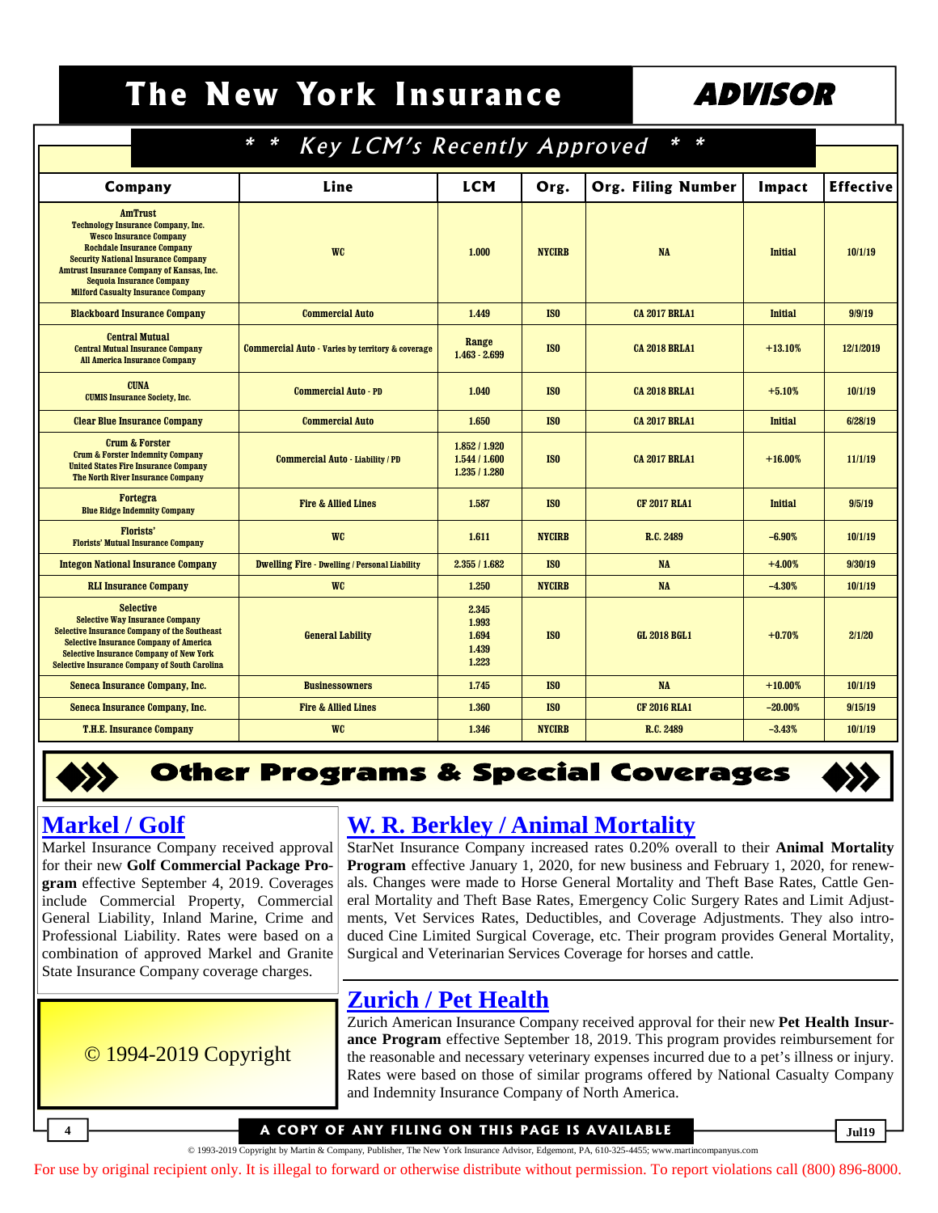# The New York Insurance ADVISOR

## * * Key LCM's Recently Approved * *

| Company | Line | LCM | Org. | Org. Filing Number | Impact | Effective |
|---|---|---|---|---|---|---|
| **AmTrust** Technology Insurance Company, Inc. Wesco Insurance Company Rochdale Insurance Company Security National Insurance Company Amtrust Insurance Company of Kansas, Inc. Sequoia Insurance Company Milford Casualty Insurance Company | WC | 1.000 | NYCIRB | NA | Initial | 10/1/19 |
| Blackboard Insurance Company | Commercial Auto | 1.449 | ISO | CA 2017 BRLA1 | Initial | 9/9/19 |
| **Central Mutual** Central Mutual Insurance Company All America Insurance Company | Commercial Auto - Varies by territory & coverage | Range 1.463 - 2.699 | ISO | CA 2018 BRLA1 | +13.10% | 12/1/2019 |
| **CUNA** CUMIS Insurance Society, Inc. | Commercial Auto - PD | 1.040 | ISO | CA 2018 BRLA1 | +5.10% | 10/1/19 |
| Clear Blue Insurance Company | Commercial Auto | 1.650 | ISO | CA 2017 BRLA1 | Initial | 6/28/19 |
| **Crum & Forster** Crum & Forster Indemnity Company United States Fire Insurance Company The North River Insurance Company | Commercial Auto - Liability / PD | 1.852 / 1.920 1.544 / 1.600 1.235 / 1.280 | ISO | CA 2017 BRLA1 | +16.00% | 11/1/19 |
| **Fortegra** Blue Ridge Indemnity Company | Fire & Allied Lines | 1.587 | ISO | CF 2017 RLA1 | Initial | 9/5/19 |
| **Florists'** Florists' Mutual Insurance Company | WC | 1.611 | NYCIRB | R.C. 2489 | -6.90% | 10/1/19 |
| Integon National Insurance Company | Dwelling Fire - Dwelling / Personal Liability | 2.355 / 1.682 | ISO | NA | +4.00% | 9/30/19 |
| RLI Insurance Company | WC | 1.250 | NYCIRB | NA | -4.30% | 10/1/19 |
| **Selective** Selective Way Insurance Company Selective Insurance Company of the Southeast Selective Insurance Company of America Selective Insurance Company of New York Selective Insurance Company of South Carolina | General Lability | 2.345 1.993 1.694 1.439 1.223 | ISO | GL 2018 BGL1 | +0.70% | 2/1/20 |
| Seneca Insurance Company, Inc. | Businessowners | 1.745 | ISO | NA | +10.00% | 10/1/19 |
| Seneca Insurance Company, Inc. | Fire & Allied Lines | 1.360 | ISO | CF 2016 RLA1 | -20.00% | 9/15/19 |
| T.H.E. Insurance Company | WC | 1.346 | NYCIRB | R.C. 2489 | -3.43% | 10/1/19 |

## Other Programs & Special Coverages

### Markel / Golf

Markel Insurance Company received approval for their new **Golf Commercial Package Program** effective September 4, 2019. Coverages include Commercial Property, Commercial General Liability, Inland Marine, Crime and Professional Liability. Rates were based on a combination of approved Markel and Granite State Insurance Company coverage charges.

© 1994-2019 Copyright

### W. R. Berkley / Animal Mortality

StarNet Insurance Company increased rates 0.20% overall to their **Animal Mortality Program** effective January 1, 2020, for new business and February 1, 2020, for renewals. Changes were made to Horse General Mortality and Theft Base Rates, Cattle General Mortality and Theft Base Rates, Emergency Colic Surgery Rates and Limit Adjustments, Vet Services Rates, Deductibles, and Coverage Adjustments. They also introduced Cine Limited Surgical Coverage, etc. Their program provides General Mortality, Surgical and Veterinarian Services Coverage for horses and cattle.

### Zurich / Pet Health

Zurich American Insurance Company received approval for their new **Pet Health Insurance Program** effective September 18, 2019. This program provides reimbursement for the reasonable and necessary veterinary expenses incurred due to a pet's illness or injury. Rates were based on those of similar programs offered by National Casualty Company and Indemnity Insurance Company of North America.

A COPY OF ANY FILING ON THIS PAGE IS AVAILABLE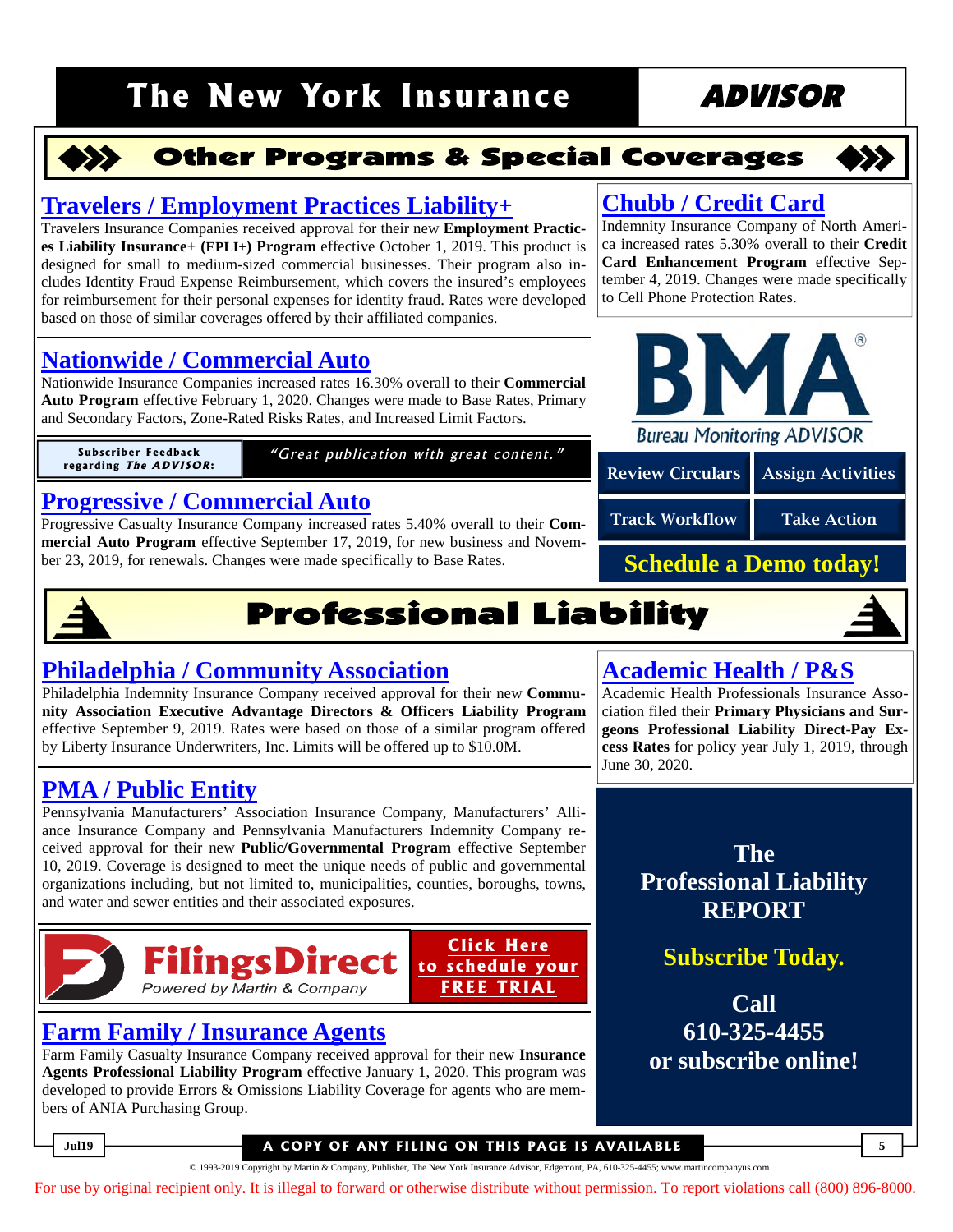## Other Programs & Special Coverages

### Travelers / Employment Practices Liability+

Travelers Insurance Companies received approval for their new **Employment Practices Liability Insurance+ (EPLI+) Program** effective October 1, 2019. This product is designed for small to medium-sized commercial businesses. Their program also includes Identity Fraud Expense Reimbursement, which covers the insured's employees for reimbursement for their personal expenses for identity fraud. Rates were developed based on those of similar coverages offered by their affiliated companies.

### Nationwide / Commercial Auto

Nationwide Insurance Companies increased rates 16.30% overall to their **Commercial Auto Program** effective February 1, 2020. Changes were made to Base Rates, Primary and Secondary Factors, Zone-Rated Risks Rates, and Increased Limit Factors.

**Subscriber Feedback regarding *The ADVISOR*:** *"Great publication with great content."*

### Progressive / Commercial Auto

Progressive Casualty Insurance Company increased rates 5.40% overall to their **Commercial Auto Program** effective September 17, 2019, for new business and November 23, 2019, for renewals. Changes were made specifically to Base Rates.

### Chubb / Credit Card

Indemnity Insurance Company of North America increased rates 5.30% overall to their **Credit Card Enhancement Program** effective September 4, 2019. Changes were made specifically to Cell Phone Protection Rates.

BMA® Bureau Monitoring ADVISOR

Review Circulars | Assign Activities | Track Workflow | Take Action

**Schedule a Demo today!**

## Professional Liability

### Philadelphia / Community Association

Philadelphia Indemnity Insurance Company received approval for their new **Community Association Executive Advantage Directors & Officers Liability Program** effective September 9, 2019. Rates were based on those of a similar program offered by Liberty Insurance Underwriters, Inc. Limits will be offered up to $10.0M.

### PMA / Public Entity

Pennsylvania Manufacturers' Association Insurance Company, Manufacturers' Alliance Insurance Company and Pennsylvania Manufacturers Indemnity Company received approval for their new **Public/Governmental Program** effective September 10, 2019. Coverage is designed to meet the unique needs of public and governmental organizations including, but not limited to, municipalities, counties, boroughs, towns, and water and sewer entities and their associated exposures.

FilingsDirect — Powered by Martin & Company

**Click Here to schedule your FREE TRIAL**

### Farm Family / Insurance Agents

Farm Family Casualty Insurance Company received approval for their new **Insurance Agents Professional Liability Program** effective January 1, 2020. This program was developed to provide Errors & Omissions Liability Coverage for agents who are members of ANIA Purchasing Group.

### Academic Health / P&S

Academic Health Professionals Insurance Association filed their **Primary Physicians and Surgeons Professional Liability Direct-Pay Excess Rates** for policy year July 1, 2019, through June 30, 2020.

**The Professional Liability REPORT**

**Subscribe Today.**

**Call 610-325-4455 or subscribe online!**

A COPY OF ANY FILING ON THIS PAGE IS AVAILABLE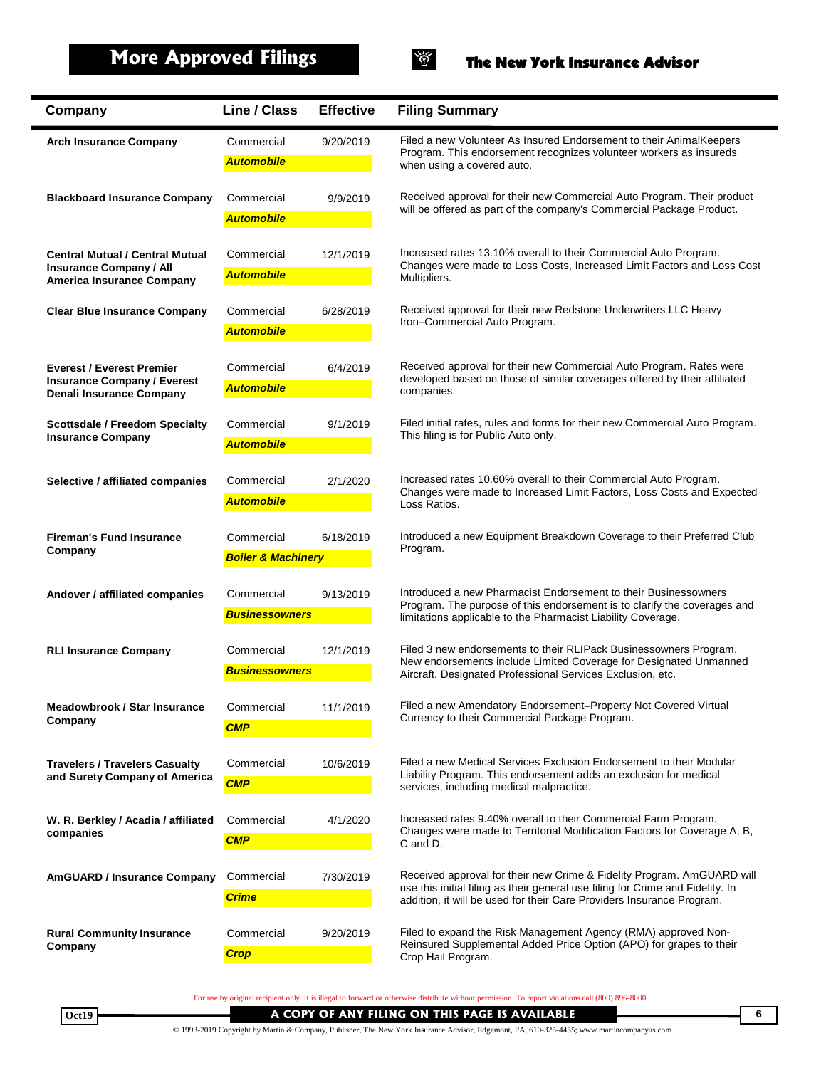# More Approved Filings

| Company | Line / Class | Effective | Filing Summary |
|---|---|---|---|
| **Arch Insurance Company** | Commercial ***Automobile*** | 9/20/2019 | Filed a new Volunteer As Insured Endorsement to their AnimalKeepers Program. This endorsement recognizes volunteer workers as insureds when using a covered auto. |
| **Blackboard Insurance Company** | Commercial ***Automobile*** | 9/9/2019 | Received approval for their new Commercial Auto Program. Their product will be offered as part of the company's Commercial Package Product. |
| **Central Mutual / Central Mutual Insurance Company / All America Insurance Company** | Commercial ***Automobile*** | 12/1/2019 | Increased rates 13.10% overall to their Commercial Auto Program. Changes were made to Loss Costs, Increased Limit Factors and Loss Cost Multipliers. |
| **Clear Blue Insurance Company** | Commercial ***Automobile*** | 6/28/2019 | Received approval for their new Redstone Underwriters LLC Heavy Iron–Commercial Auto Program. |
| **Everest / Everest Premier Insurance Company / Everest Denali Insurance Company** | Commercial ***Automobile*** | 6/4/2019 | Received approval for their new Commercial Auto Program. Rates were developed based on those of similar coverages offered by their affiliated companies. |
| **Scottsdale / Freedom Specialty Insurance Company** | Commercial ***Automobile*** | 9/1/2019 | Filed initial rates, rules and forms for their new Commercial Auto Program. This filing is for Public Auto only. |
| **Selective / affiliated companies** | Commercial ***Automobile*** | 2/1/2020 | Increased rates 10.60% overall to their Commercial Auto Program. Changes were made to Increased Limit Factors, Loss Costs and Expected Loss Ratios. |
| **Fireman's Fund Insurance Company** | Commercial ***Boiler & Machinery*** | 6/18/2019 | Introduced a new Equipment Breakdown Coverage to their Preferred Club Program. |
| **Andover / affiliated companies** | Commercial ***Businessowners*** | 9/13/2019 | Introduced a new Pharmacist Endorsement to their Businessowners Program. The purpose of this endorsement is to clarify the coverages and limitations applicable to the Pharmacist Liability Coverage. |
| **RLI Insurance Company** | Commercial ***Businessowners*** | 12/1/2019 | Filed 3 new endorsements to their RLIPack Businessowners Program. New endorsements include Limited Coverage for Designated Unmanned Aircraft, Designated Professional Services Exclusion, etc. |
| **Meadowbrook / Star Insurance Company** | Commercial ***CMP*** | 11/1/2019 | Filed a new Amendatory Endorsement–Property Not Covered Virtual Currency to their Commercial Package Program. |
| **Travelers / Travelers Casualty and Surety Company of America** | Commercial ***CMP*** | 10/6/2019 | Filed a new Medical Services Exclusion Endorsement to their Modular Liability Program. This endorsement adds an exclusion for medical services, including medical malpractice. |
| **W. R. Berkley / Acadia / affiliated companies** | Commercial ***CMP*** | 4/1/2020 | Increased rates 9.40% overall to their Commercial Farm Program. Changes were made to Territorial Modification Factors for Coverage A, B, C and D. |
| **AmGUARD / Insurance Company** | Commercial ***Crime*** | 7/30/2019 | Received approval for their new Crime & Fidelity Program. AmGUARD will use this initial filing as their general use filing for Crime and Fidelity. In addition, it will be used for their Care Providers Insurance Program. |
| **Rural Community Insurance Company** | Commercial ***Crop*** | 9/20/2019 | Filed to expand the Risk Management Agency (RMA) approved Non-Reinsured Supplemental Added Price Option (APO) for grapes to their Crop Hail Program. |

For use by original recipient only. It is illegal to forward or otherwise distribute without permission. To report violations call (800) 896-8000

A COPY OF ANY FILING ON THIS PAGE IS AVAILABLE

© 1993-2019 Copyright by Martin & Company, Publisher, The New York Insurance Advisor, Edgemont, PA, 610-325-4455; www.martincompanyus.com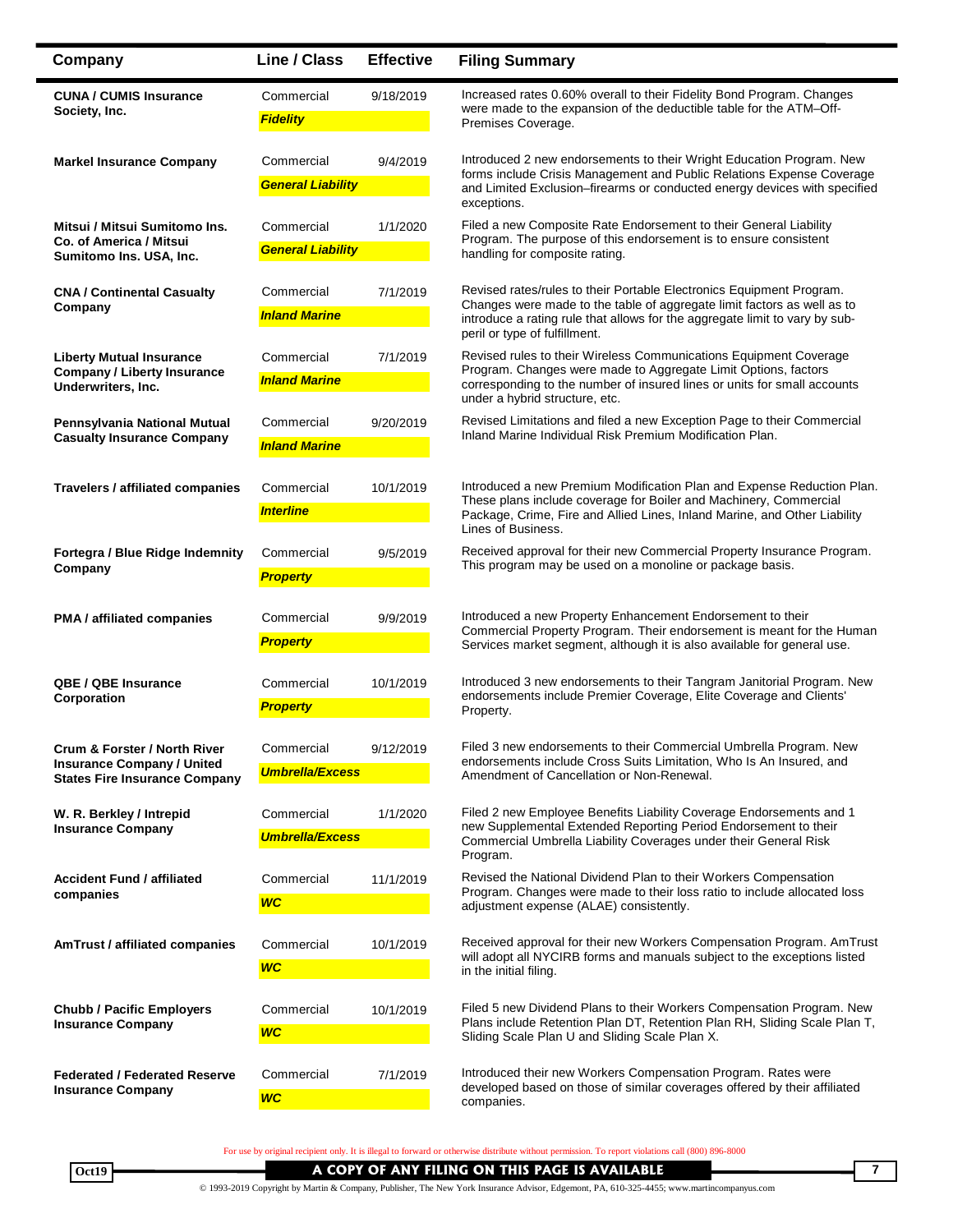| Company | Line / Class | Effective | Filing Summary |
|---|---|---|---|
| **CUNA / CUMIS Insurance Society, Inc.** | Commercial ***Fidelity*** | 9/18/2019 | Increased rates 0.60% overall to their Fidelity Bond Program. Changes were made to the expansion of the deductible table for the ATM–Off-Premises Coverage. |
| **Markel Insurance Company** | Commercial ***General Liability*** | 9/4/2019 | Introduced 2 new endorsements to their Wright Education Program. New forms include Crisis Management and Public Relations Expense Coverage and Limited Exclusion–firearms or conducted energy devices with specified exceptions. |
| **Mitsui / Mitsui Sumitomo Ins. Co. of America / Mitsui Sumitomo Ins. USA, Inc.** | Commercial ***General Liability*** | 1/1/2020 | Filed a new Composite Rate Endorsement to their General Liability Program. The purpose of this endorsement is to ensure consistent handling for composite rating. |
| **CNA / Continental Casualty Company** | Commercial ***Inland Marine*** | 7/1/2019 | Revised rates/rules to their Portable Electronics Equipment Program. Changes were made to the table of aggregate limit factors as well as to introduce a rating rule that allows for the aggregate limit to vary by sub-peril or type of fulfillment. |
| **Liberty Mutual Insurance Company / Liberty Insurance Underwriters, Inc.** | Commercial ***Inland Marine*** | 7/1/2019 | Revised rules to their Wireless Communications Equipment Coverage Program. Changes were made to Aggregate Limit Options, factors corresponding to the number of insured lines or units for small accounts under a hybrid structure, etc. |
| **Pennsylvania National Mutual Casualty Insurance Company** | Commercial ***Inland Marine*** | 9/20/2019 | Revised Limitations and filed a new Exception Page to their Commercial Inland Marine Individual Risk Premium Modification Plan. |
| **Travelers / affiliated companies** | Commercial ***Interline*** | 10/1/2019 | Introduced a new Premium Modification Plan and Expense Reduction Plan. These plans include coverage for Boiler and Machinery, Commercial Package, Crime, Fire and Allied Lines, Inland Marine, and Other Liability Lines of Business. |
| **Fortegra / Blue Ridge Indemnity Company** | Commercial ***Property*** | 9/5/2019 | Received approval for their new Commercial Property Insurance Program. This program may be used on a monoline or package basis. |
| **PMA / affiliated companies** | Commercial ***Property*** | 9/9/2019 | Introduced a new Property Enhancement Endorsement to their Commercial Property Program. Their endorsement is meant for the Human Services market segment, although it is also available for general use. |
| **QBE / QBE Insurance Corporation** | Commercial ***Property*** | 10/1/2019 | Introduced 3 new endorsements to their Tangram Janitorial Program. New endorsements include Premier Coverage, Elite Coverage and Clients' Property. |
| **Crum & Forster / North River Insurance Company / United States Fire Insurance Company** | Commercial ***Umbrella/Excess*** | 9/12/2019 | Filed 3 new endorsements to their Commercial Umbrella Program. New endorsements include Cross Suits Limitation, Who Is An Insured, and Amendment of Cancellation or Non-Renewal. |
| **W. R. Berkley / Intrepid Insurance Company** | Commercial ***Umbrella/Excess*** | 1/1/2020 | Filed 2 new Employee Benefits Liability Coverage Endorsements and 1 new Supplemental Extended Reporting Period Endorsement to their Commercial Umbrella Liability Coverages under their General Risk Program. |
| **Accident Fund / affiliated companies** | Commercial ***WC*** | 11/1/2019 | Revised the National Dividend Plan to their Workers Compensation Program. Changes were made to their loss ratio to include allocated loss adjustment expense (ALAE) consistently. |
| **AmTrust / affiliated companies** | Commercial ***WC*** | 10/1/2019 | Received approval for their new Workers Compensation Program. AmTrust will adopt all NYCIRB forms and manuals subject to the exceptions listed in the initial filing. |
| **Chubb / Pacific Employers Insurance Company** | Commercial ***WC*** | 10/1/2019 | Filed 5 new Dividend Plans to their Workers Compensation Program. New Plans include Retention Plan DT, Retention Plan RH, Sliding Scale Plan T, Sliding Scale Plan U and Sliding Scale Plan X. |
| **Federated / Federated Reserve Insurance Company** | Commercial ***WC*** | 7/1/2019 | Introduced their new Workers Compensation Program. Rates were developed based on those of similar coverages offered by their affiliated companies. |

For use by original recipient only. It is illegal to forward or otherwise distribute without permission. To report violations call (800) 896-8000

**A COPY OF ANY FILING ON THIS PAGE IS AVAILABLE**

© 1993-2019 Copyright by Martin & Company, Publisher, The New York Insurance Advisor, Edgemont, PA, 610-325-4455; www.martincompanyus.com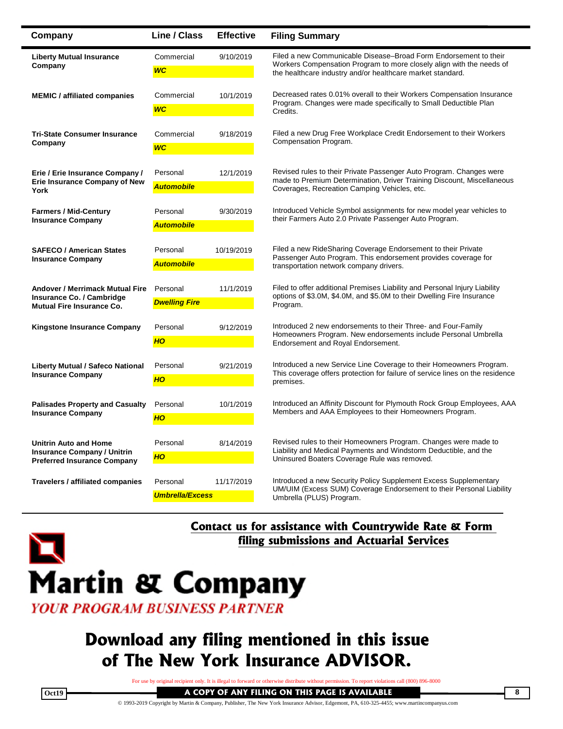| Company | Line / Class | Effective | Filing Summary |
|---|---|---|---|
| **Liberty Mutual Insurance Company** | Commercial ***WC*** | 9/10/2019 | Filed a new Communicable Disease–Broad Form Endorsement to their Workers Compensation Program to more closely align with the needs of the healthcare industry and/or healthcare market standard. |
| **MEMIC / affiliated companies** | Commercial ***WC*** | 10/1/2019 | Decreased rates 0.01% overall to their Workers Compensation Insurance Program. Changes were made specifically to Small Deductible Plan Credits. |
| **Tri-State Consumer Insurance Company** | Commercial ***WC*** | 9/18/2019 | Filed a new Drug Free Workplace Credit Endorsement to their Workers Compensation Program. |
| **Erie / Erie Insurance Company / Erie Insurance Company of New York** | Personal ***Automobile*** | 12/1/2019 | Revised rules to their Private Passenger Auto Program. Changes were made to Premium Determination, Driver Training Discount, Miscellaneous Coverages, Recreation Camping Vehicles, etc. |
| **Farmers / Mid-Century Insurance Company** | Personal ***Automobile*** | 9/30/2019 | Introduced Vehicle Symbol assignments for new model year vehicles to their Farmers Auto 2.0 Private Passenger Auto Program. |
| **SAFECO / American States Insurance Company** | Personal ***Automobile*** | 10/19/2019 | Filed a new RideSharing Coverage Endorsement to their Private Passenger Auto Program. This endorsement provides coverage for transportation network company drivers. |
| **Andover / Merrimack Mutual Fire Insurance Co. / Cambridge Mutual Fire Insurance Co.** | Personal ***Dwelling Fire*** | 11/1/2019 | Filed to offer additional Premises Liability and Personal Injury Liability options of $3.0M, $4.0M, and $5.0M to their Dwelling Fire Insurance Program. |
| **Kingstone Insurance Company** | Personal ***HO*** | 9/12/2019 | Introduced 2 new endorsements to their Three- and Four-Family Homeowners Program. New endorsements include Personal Umbrella Endorsement and Royal Endorsement. |
| **Liberty Mutual / Safeco National Insurance Company** | Personal ***HO*** | 9/21/2019 | Introduced a new Service Line Coverage to their Homeowners Program. This coverage offers protection for failure of service lines on the residence premises. |
| **Palisades Property and Casualty Insurance Company** | Personal ***HO*** | 10/1/2019 | Introduced an Affinity Discount for Plymouth Rock Group Employees, AAA Members and AAA Employees to their Homeowners Program. |
| **Unitrin Auto and Home Insurance Company / Unitrin Preferred Insurance Company** | Personal ***HO*** | 8/14/2019 | Revised rules to their Homeowners Program. Changes were made to Liability and Medical Payments and Windstorm Deductible, and the Uninsured Boaters Coverage Rule was removed. |
| **Travelers / affiliated companies** | Personal ***Umbrella/Excess*** | 11/17/2019 | Introduced a new Security Policy Supplement Excess Supplementary UM/UIM (Excess SUM) Coverage Endorsement to their Personal Liability Umbrella (PLUS) Program. |

**Contact us for assistance with Countrywide Rate & Form filing submissions and Actuarial Services**

**Martin & Company**

*YOUR PROGRAM BUSINESS PARTNER*

## Download any filing mentioned in this issue of The New York Insurance ADVISOR.

For use by original recipient only. It is illegal to forward or otherwise distribute without permission. To report violations call (800) 896-8000

**A COPY OF ANY FILING ON THIS PAGE IS AVAILABLE**

© 1993-2019 Copyright by Martin & Company, Publisher, The New York Insurance Advisor, Edgemont, PA, 610-325-4455; www.martincompanyus.com